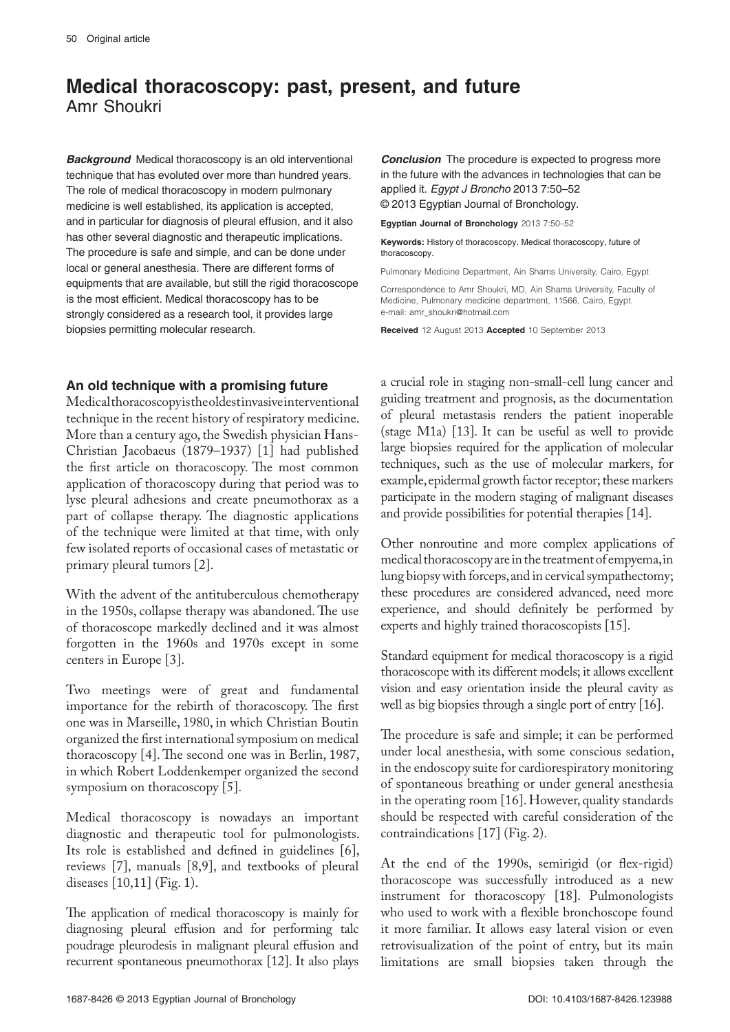# Medical thoracoscopy: past, present, and future

Amr Shoukri

***Background*** Medical thoracoscopy is an old interventional technique that has evoluted over more than hundred years. The role of medical thoracoscopy in modern pulmonary medicine is well established, its application is accepted, and in particular for diagnosis of pleural effusion, and it also has other several diagnostic and therapeutic implications. The procedure is safe and simple, and can be done under local or general anesthesia. There are different forms of equipments that are available, but still the rigid thoracoscope is the most efficient. Medical thoracoscopy has to be strongly considered as a research tool, it provides large biopsies permitting molecular research.

***Conclusion*** The procedure is expected to progress more in the future with the advances in technologies that can be applied it. *Egypt J Broncho* 2013 7:50–52
© 2013 Egyptian Journal of Bronchology.

**Egyptian Journal of Bronchology** 2013 7:50–52

**Keywords:** History of thoracoscopy. Medical thoracoscopy, future of thoracoscopy.

Pulmonary Medicine Department, Ain Shams University, Cairo, Egypt

Correspondence to Amr Shoukri, MD, Ain Shams University, Faculty of Medicine, Pulmonary medicine department, 11566, Cairo, Egypt.
e-mail: amr_shoukri@hotmail.com

**Received** 12 August 2013 **Accepted** 10 September 2013

## An old technique with a promising future

Medical thoracoscopy is the oldest invasive interventional technique in the recent history of respiratory medicine. More than a century ago, the Swedish physician Hans-Christian Jacobaeus (1879–1937) [1] had published the first article on thoracoscopy. The most common application of thoracoscopy during that period was to lyse pleural adhesions and create pneumothorax as a part of collapse therapy. The diagnostic applications of the technique were limited at that time, with only few isolated reports of occasional cases of metastatic or primary pleural tumors [2].

With the advent of the antituberculous chemotherapy in the 1950s, collapse therapy was abandoned. The use of thoracoscope markedly declined and it was almost forgotten in the 1960s and 1970s except in some centers in Europe [3].

Two meetings were of great and fundamental importance for the rebirth of thoracoscopy. The first one was in Marseille, 1980, in which Christian Boutin organized the first international symposium on medical thoracoscopy [4]. The second one was in Berlin, 1987, in which Robert Loddenkemper organized the second symposium on thoracoscopy [5].

Medical thoracoscopy is nowadays an important diagnostic and therapeutic tool for pulmonologists. Its role is established and defined in guidelines [6], reviews [7], manuals [8,9], and textbooks of pleural diseases [10,11] (Fig. 1).

The application of medical thoracoscopy is mainly for diagnosing pleural effusion and for performing talc poudrage pleurodesis in malignant pleural effusion and recurrent spontaneous pneumothorax [12]. It also plays a crucial role in staging non-small-cell lung cancer and guiding treatment and prognosis, as the documentation of pleural metastasis renders the patient inoperable (stage M1a) [13]. It can be useful as well to provide large biopsies required for the application of molecular techniques, such as the use of molecular markers, for example, epidermal growth factor receptor; these markers participate in the modern staging of malignant diseases and provide possibilities for potential therapies [14].

Other nonroutine and more complex applications of medical thoracoscopy are in the treatment of empyema, in lung biopsy with forceps, and in cervical sympathectomy; these procedures are considered advanced, need more experience, and should definitely be performed by experts and highly trained thoracoscopists [15].

Standard equipment for medical thoracoscopy is a rigid thoracoscope with its different models; it allows excellent vision and easy orientation inside the pleural cavity as well as big biopsies through a single port of entry [16].

The procedure is safe and simple; it can be performed under local anesthesia, with some conscious sedation, in the endoscopy suite for cardiorespiratory monitoring of spontaneous breathing or under general anesthesia in the operating room [16]. However, quality standards should be respected with careful consideration of the contraindications [17] (Fig. 2).

At the end of the 1990s, semirigid (or flex-rigid) thoracoscope was successfully introduced as a new instrument for thoracoscopy [18]. Pulmonologists who used to work with a flexible bronchoscope found it more familiar. It allows easy lateral vision or even retrovisualization of the point of entry, but its main limitations are small biopsies taken through the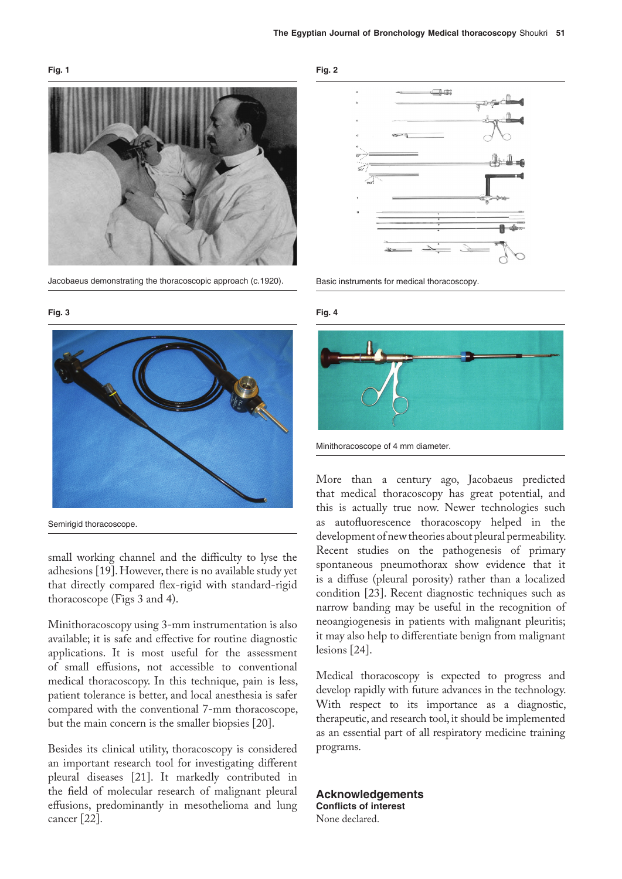**Fig. 1**

Jacobaeus demonstrating the thoracoscopic approach (c.1920).

**Fig. 2**

Basic instruments for medical thoracoscopy.

**Fig. 3**

Semirigid thoracoscope.

**Fig. 4**

Minithoracoscope of 4 mm diameter.

small working channel and the difficulty to lyse the adhesions [19]. However, there is no available study yet that directly compared flex-rigid with standard-rigid thoracoscope (Figs 3 and 4).

Minithoracoscopy using 3-mm instrumentation is also available; it is safe and effective for routine diagnostic applications. It is most useful for the assessment of small effusions, not accessible to conventional medical thoracoscopy. In this technique, pain is less, patient tolerance is better, and local anesthesia is safer compared with the conventional 7-mm thoracoscope, but the main concern is the smaller biopsies [20].

Besides its clinical utility, thoracoscopy is considered an important research tool for investigating different pleural diseases [21]. It markedly contributed in the field of molecular research of malignant pleural effusions, predominantly in mesothelioma and lung cancer [22].

More than a century ago, Jacobaeus predicted that medical thoracoscopy has great potential, and this is actually true now. Newer technologies such as autofluorescence thoracoscopy helped in the development of new theories about pleural permeability. Recent studies on the pathogenesis of primary spontaneous pneumothorax show evidence that it is a diffuse (pleural porosity) rather than a localized condition [23]. Recent diagnostic techniques such as narrow banding may be useful in the recognition of neoangiogenesis in patients with malignant pleuritis; it may also help to differentiate benign from malignant lesions [24].

Medical thoracoscopy is expected to progress and develop rapidly with future advances in the technology. With respect to its importance as a diagnostic, therapeutic, and research tool, it should be implemented as an essential part of all respiratory medicine training programs.

## Acknowledgements

**Conflicts of interest**

None declared.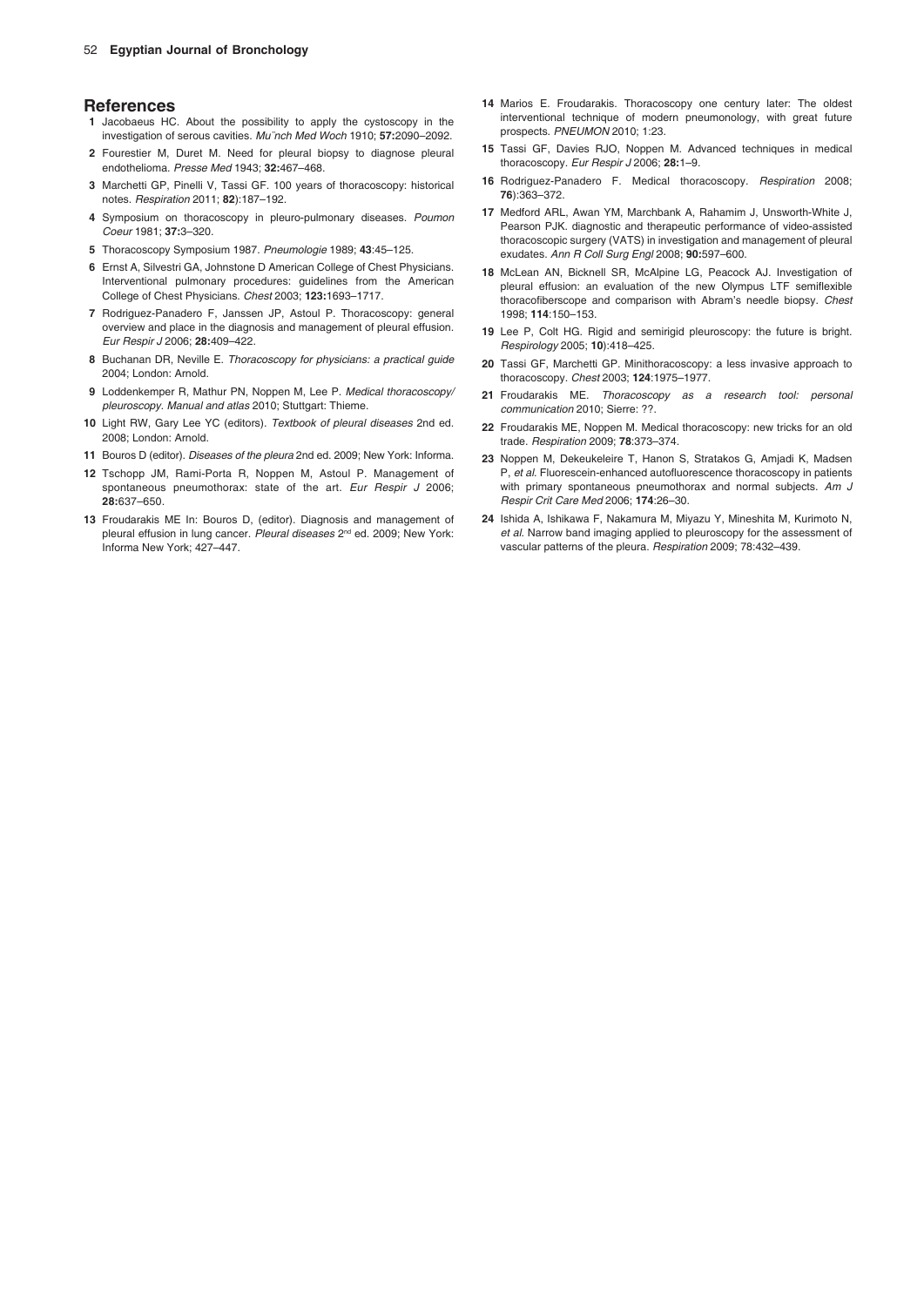## References

1. Jacobaeus HC. About the possibility to apply the cystoscopy in the investigation of serous cavities. *Mu¨nch Med Woch* 1910; **57:**2090–2092.
2. Fourestier M, Duret M. Need for pleural biopsy to diagnose pleural endothelioma. *Presse Med* 1943; **32:**467–468.
3. Marchetti GP, Pinelli V, Tassi GF. 100 years of thoracoscopy: historical notes. *Respiration* 2011; **82**):187–192.
4. Symposium on thoracoscopy in pleuro-pulmonary diseases. *Poumon Coeur* 1981; **37:**3–320.
5. Thoracoscopy Symposium 1987. *Pneumologie* 1989; **43**:45–125.
6. Ernst A, Silvestri GA, Johnstone D American College of Chest Physicians. Interventional pulmonary procedures: guidelines from the American College of Chest Physicians. *Chest* 2003; **123:**1693–1717.
7. Rodriguez-Panadero F, Janssen JP, Astoul P. Thoracoscopy: general overview and place in the diagnosis and management of pleural effusion. *Eur Respir J* 2006; **28:**409–422.
8. Buchanan DR, Neville E. *Thoracoscopy for physicians: a practical guide* 2004; London: Arnold.
9. Loddenkemper R, Mathur PN, Noppen M, Lee P. *Medical thoracoscopy/ pleuroscopy. Manual and atlas* 2010; Stuttgart: Thieme.
10. Light RW, Gary Lee YC (editors). *Textbook of pleural diseases* 2nd ed. 2008; London: Arnold.
11. Bouros D (editor). *Diseases of the pleura* 2nd ed. 2009; New York: Informa.
12. Tschopp JM, Rami-Porta R, Noppen M, Astoul P. Management of spontaneous pneumothorax: state of the art. *Eur Respir J* 2006; **28:**637–650.
13. Froudarakis ME In: Bouros D, (editor). Diagnosis and management of pleural effusion in lung cancer. *Pleural diseases* 2nd ed. 2009; New York: Informa New York; 427–447.
14. Marios E. Froudarakis. Thoracoscopy one century later: The oldest interventional technique of modern pneumonology, with great future prospects. *PNEUMON* 2010; 1:23.
15. Tassi GF, Davies RJO, Noppen M. Advanced techniques in medical thoracoscopy. *Eur Respir J* 2006; **28:**1–9.
16. Rodriguez-Panadero F. Medical thoracoscopy. *Respiration* 2008; **76**):363–372.
17. Medford ARL, Awan YM, Marchbank A, Rahamim J, Unsworth-White J, Pearson PJK. diagnostic and therapeutic performance of video-assisted thoracoscopic surgery (VATS) in investigation and management of pleural exudates. *Ann R Coll Surg Engl* 2008; **90:**597–600.
18. McLean AN, Bicknell SR, McAlpine LG, Peacock AJ. Investigation of pleural effusion: an evaluation of the new Olympus LTF semiflexible thoracofiberscope and comparison with Abram's needle biopsy. *Chest* 1998; **114**:150–153.
19. Lee P, Colt HG. Rigid and semirigid pleuroscopy: the future is bright. *Respirology* 2005; **10**):418–425.
20. Tassi GF, Marchetti GP. Minithoracoscopy: a less invasive approach to thoracoscopy. *Chest* 2003; **124**:1975–1977.
21. Froudarakis ME. *Thoracoscopy as a research tool: personal communication* 2010; Sierre: ??.
22. Froudarakis ME, Noppen M. Medical thoracoscopy: new tricks for an old trade. *Respiration* 2009; **78**:373–374.
23. Noppen M, Dekeukeleire T, Hanon S, Stratakos G, Amjadi K, Madsen P, *et al.* Fluorescein-enhanced autofluorescence thoracoscopy in patients with primary spontaneous pneumothorax and normal subjects. *Am J Respir Crit Care Med* 2006; **174**:26–30.
24. Ishida A, Ishikawa F, Nakamura M, Miyazu Y, Mineshita M, Kurimoto N, *et al.* Narrow band imaging applied to pleuroscopy for the assessment of vascular patterns of the pleura. *Respiration* 2009; 78:432–439.